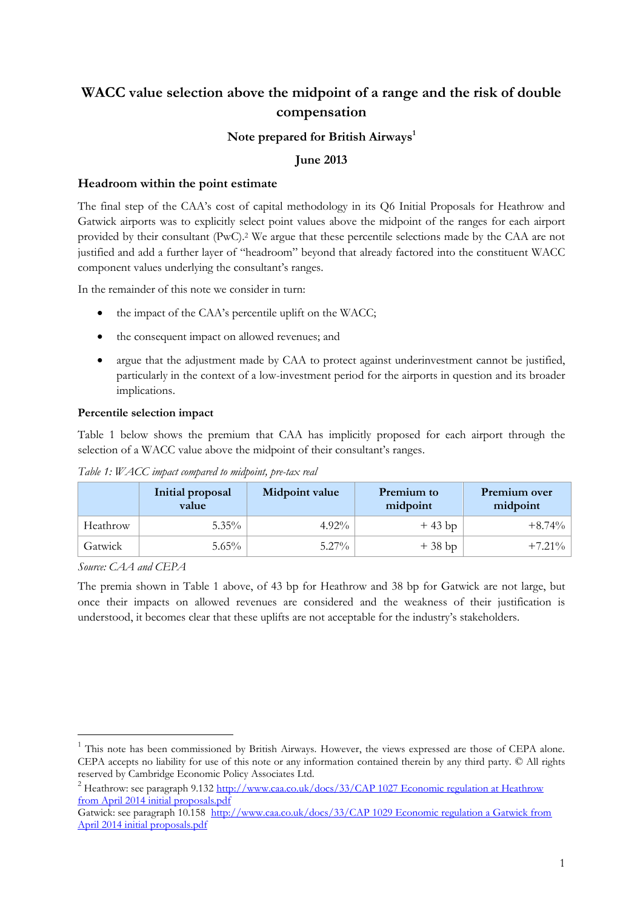# WACC value selection above the midpoint of a range and the risk of double compensation

**Note prepared for British Airways**[1]

**June 2013**

### Headroom within the point estimate

The final step of the CAA's cost of capital methodology in its Q6 Initial Proposals for Heathrow and Gatwick airports was to explicitly select point values above the midpoint of the ranges for each airport provided by their consultant (PwC).[2] We argue that these percentile selections made by the CAA are not justified and add a further layer of "headroom" beyond that already factored into the constituent WACC component values underlying the consultant's ranges.

In the remainder of this note we consider in turn:

- the impact of the CAA's percentile uplift on the WACC;
- the consequent impact on allowed revenues; and
- argue that the adjustment made by CAA to protect against underinvestment cannot be justified, particularly in the context of a low-investment period for the airports in question and its broader implications.

### Percentile selection impact

Table 1 below shows the premium that CAA has implicitly proposed for each airport through the selection of a WACC value above the midpoint of their consultant's ranges.

*Table 1: WACC impact compared to midpoint, pre-tax real*

| | Initial proposal value | Midpoint value | Premium to midpoint | Premium over midpoint |
|---|---|---|---|---|
| Heathrow | 5.35% | 4.92% | + 43 bp | +8.74% |
| Gatwick | 5.65% | 5.27% | + 38 bp | +7.21% |

*Source: CAA and CEPA*

The premia shown in Table 1 above, of 43 bp for Heathrow and 38 bp for Gatwick are not large, but once their impacts on allowed revenues are considered and the weakness of their justification is understood, it becomes clear that these uplifts are not acceptable for the industry's stakeholders.

---

[1] This note has been commissioned by British Airways. However, the views expressed are those of CEPA alone. CEPA accepts no liability for use of this note or any information contained therein by any third party. © All rights reserved by Cambridge Economic Policy Associates Ltd.

[2] Heathrow: see paragraph 9.132 http://www.caa.co.uk/docs/33/CAP 1027 Economic regulation at Heathrow from April 2014 initial proposals.pdf
Gatwick: see paragraph 10.158 http://www.caa.co.uk/docs/33/CAP 1029 Economic regulation a Gatwick from April 2014 initial proposals.pdf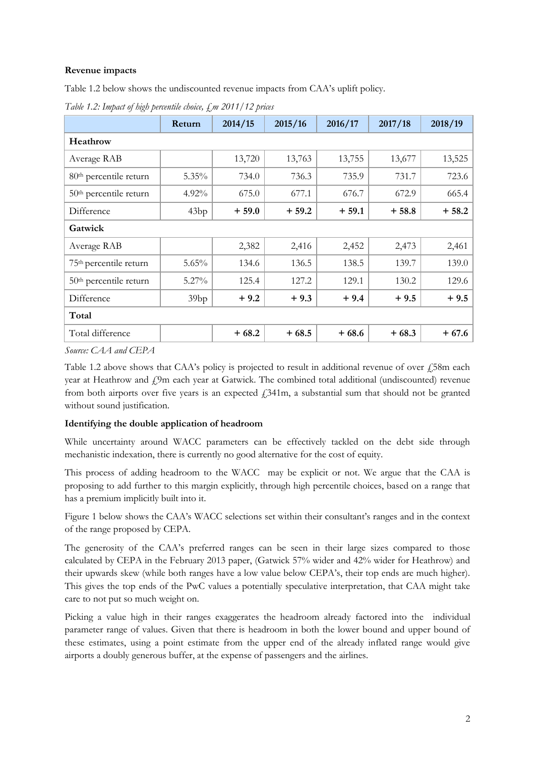**Revenue impacts**

Table 1.2 below shows the undiscounted revenue impacts from CAA's uplift policy.

*Table 1.2: Impact of high percentile choice, £m 2011/12 prices*

| | Return | 2014/15 | 2015/16 | 2016/17 | 2017/18 | 2018/19 |
|---|---|---|---|---|---|---|
| **Heathrow** | | | | | | |
| Average RAB | | 13,720 | 13,763 | 13,755 | 13,677 | 13,525 |
| 80th percentile return | 5.35% | 734.0 | 736.3 | 735.9 | 731.7 | 723.6 |
| 50th percentile return | 4.92% | 675.0 | 677.1 | 676.7 | 672.9 | 665.4 |
| Difference | 43bp | **+ 59.0** | **+ 59.2** | **+ 59.1** | **+ 58.8** | **+ 58.2** |
| **Gatwick** | | | | | | |
| Average RAB | | 2,382 | 2,416 | 2,452 | 2,473 | 2,461 |
| 75th percentile return | 5.65% | 134.6 | 136.5 | 138.5 | 139.7 | 139.0 |
| 50th percentile return | 5.27% | 125.4 | 127.2 | 129.1 | 130.2 | 129.6 |
| Difference | 39bp | **+ 9.2** | **+ 9.3** | **+ 9.4** | **+ 9.5** | **+ 9.5** |
| **Total** | | | | | | |
| Total difference | | **+ 68.2** | **+ 68.5** | **+ 68.6** | **+ 68.3** | **+ 67.6** |

*Source: CAA and CEPA*

Table 1.2 above shows that CAA's policy is projected to result in additional revenue of over £58m each year at Heathrow and £9m each year at Gatwick. The combined total additional (undiscounted) revenue from both airports over five years is an expected £341m, a substantial sum that should not be granted without sound justification.

**Identifying the double application of headroom**

While uncertainty around WACC parameters can be effectively tackled on the debt side through mechanistic indexation, there is currently no good alternative for the cost of equity.

This process of adding headroom to the WACC may be explicit or not. We argue that the CAA is proposing to add further to this margin explicitly, through high percentile choices, based on a range that has a premium implicitly built into it.

Figure 1 below shows the CAA's WACC selections set within their consultant's ranges and in the context of the range proposed by CEPA.

The generosity of the CAA's preferred ranges can be seen in their large sizes compared to those calculated by CEPA in the February 2013 paper, (Gatwick 57% wider and 42% wider for Heathrow) and their upwards skew (while both ranges have a low value below CEPA's, their top ends are much higher). This gives the top ends of the PwC values a potentially speculative interpretation, that CAA might take care to not put so much weight on.

Picking a value high in their ranges exaggerates the headroom already factored into the individual parameter range of values. Given that there is headroom in both the lower bound and upper bound of these estimates, using a point estimate from the upper end of the already inflated range would give airports a doubly generous buffer, at the expense of passengers and the airlines.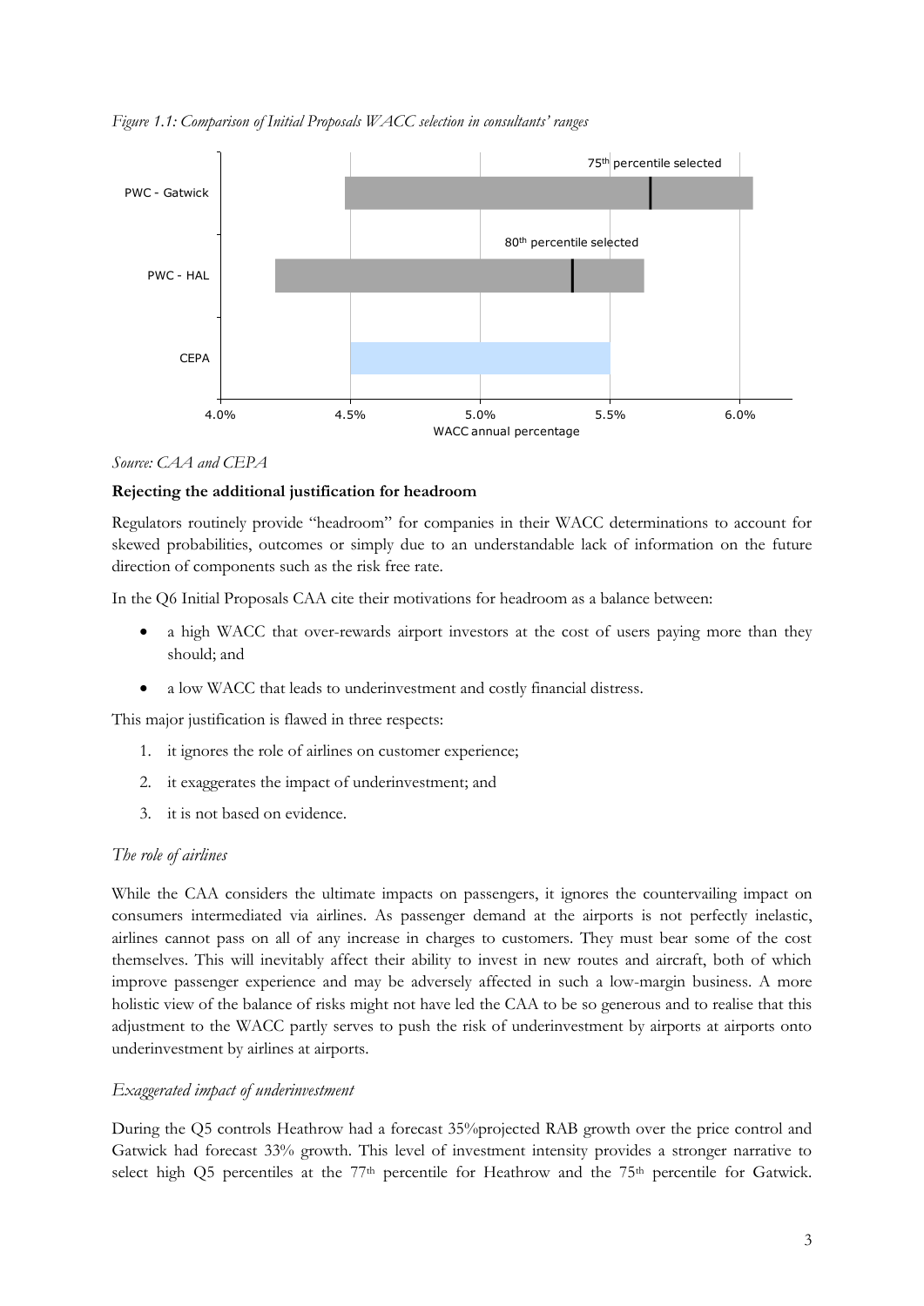*Figure 1.1: Comparison of Initial Proposals WACC selection in consultants' ranges*

*Source: CAA and CEPA*

**Rejecting the additional justification for headroom**

Regulators routinely provide "headroom" for companies in their WACC determinations to account for skewed probabilities, outcomes or simply due to an understandable lack of information on the future direction of components such as the risk free rate.

In the Q6 Initial Proposals CAA cite their motivations for headroom as a balance between:

- a high WACC that over-rewards airport investors at the cost of users paying more than they should; and
- a low WACC that leads to underinvestment and costly financial distress.

This major justification is flawed in three respects:

1. it ignores the role of airlines on customer experience;
2. it exaggerates the impact of underinvestment; and
3. it is not based on evidence.

*The role of airlines*

While the CAA considers the ultimate impacts on passengers, it ignores the countervailing impact on consumers intermediated via airlines. As passenger demand at the airports is not perfectly inelastic, airlines cannot pass on all of any increase in charges to customers. They must bear some of the cost themselves. This will inevitably affect their ability to invest in new routes and aircraft, both of which improve passenger experience and may be adversely affected in such a low-margin business. A more holistic view of the balance of risks might not have led the CAA to be so generous and to realise that this adjustment to the WACC partly serves to push the risk of underinvestment by airports at airports onto underinvestment by airlines at airports.

*Exaggerated impact of underinvestment*

During the Q5 controls Heathrow had a forecast 35%projected RAB growth over the price control and Gatwick had forecast 33% growth. This level of investment intensity provides a stronger narrative to select high Q5 percentiles at the 77th percentile for Heathrow and the 75th percentile for Gatwick.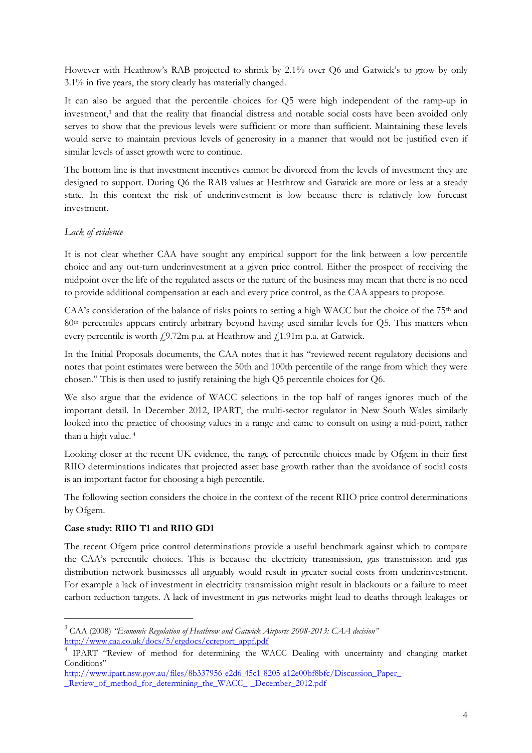However with Heathrow's RAB projected to shrink by 2.1% over Q6 and Gatwick's to grow by only 3.1% in five years, the story clearly has materially changed.

It can also be argued that the percentile choices for Q5 were high independent of the ramp-up in investment,[3] and that the reality that financial distress and notable social costs have been avoided only serves to show that the previous levels were sufficient or more than sufficient. Maintaining these levels would serve to maintain previous levels of generosity in a manner that would not be justified even if similar levels of asset growth were to continue.

The bottom line is that investment incentives cannot be divorced from the levels of investment they are designed to support. During Q6 the RAB values at Heathrow and Gatwick are more or less at a steady state. In this context the risk of underinvestment is low because there is relatively low forecast investment.

*Lack of evidence*

It is not clear whether CAA have sought any empirical support for the link between a low percentile choice and any out-turn underinvestment at a given price control. Either the prospect of receiving the midpoint over the life of the regulated assets or the nature of the business may mean that there is no need to provide additional compensation at each and every price control, as the CAA appears to propose.

CAA's consideration of the balance of risks points to setting a high WACC but the choice of the 75th and 80th percentiles appears entirely arbitrary beyond having used similar levels for Q5. This matters when every percentile is worth £9.72m p.a. at Heathrow and £1.91m p.a. at Gatwick.

In the Initial Proposals documents, the CAA notes that it has "reviewed recent regulatory decisions and notes that point estimates were between the 50th and 100th percentile of the range from which they were chosen." This is then used to justify retaining the high Q5 percentile choices for Q6.

We also argue that the evidence of WACC selections in the top half of ranges ignores much of the important detail. In December 2012, IPART, the multi-sector regulator in New South Wales similarly looked into the practice of choosing values in a range and came to consult on using a mid-point, rather than a high value.[4]

Looking closer at the recent UK evidence, the range of percentile choices made by Ofgem in their first RIIO determinations indicates that projected asset base growth rather than the avoidance of social costs is an important factor for choosing a high percentile.

The following section considers the choice in the context of the recent RIIO price control determinations by Ofgem.

**Case study: RIIO T1 and RIIO GD1**

The recent Ofgem price control determinations provide a useful benchmark against which to compare the CAA's percentile choices. This is because the electricity transmission, gas transmission and gas distribution network businesses all arguably would result in greater social costs from underinvestment. For example a lack of investment in electricity transmission might result in blackouts or a failure to meet carbon reduction targets. A lack of investment in gas networks might lead to deaths through leakages or

---

[3] CAA (2008) *"Economic Regulation of Heathrow and Gatwick Airports 2008-2013: CAA decision"* http://www.caa.co.uk/docs/5/ergdocs/ccreport_appf.pdf

[4] IPART "Review of method for determining the WACC Dealing with uncertainty and changing market Conditions" http://www.ipart.nsw.gov.au/files/8b337956-e2d6-45c1-8205-a12e00bf8bfc/Discussion_Paper_-_Review_of_method_for_determining_the_WACC_-_December_2012.pdf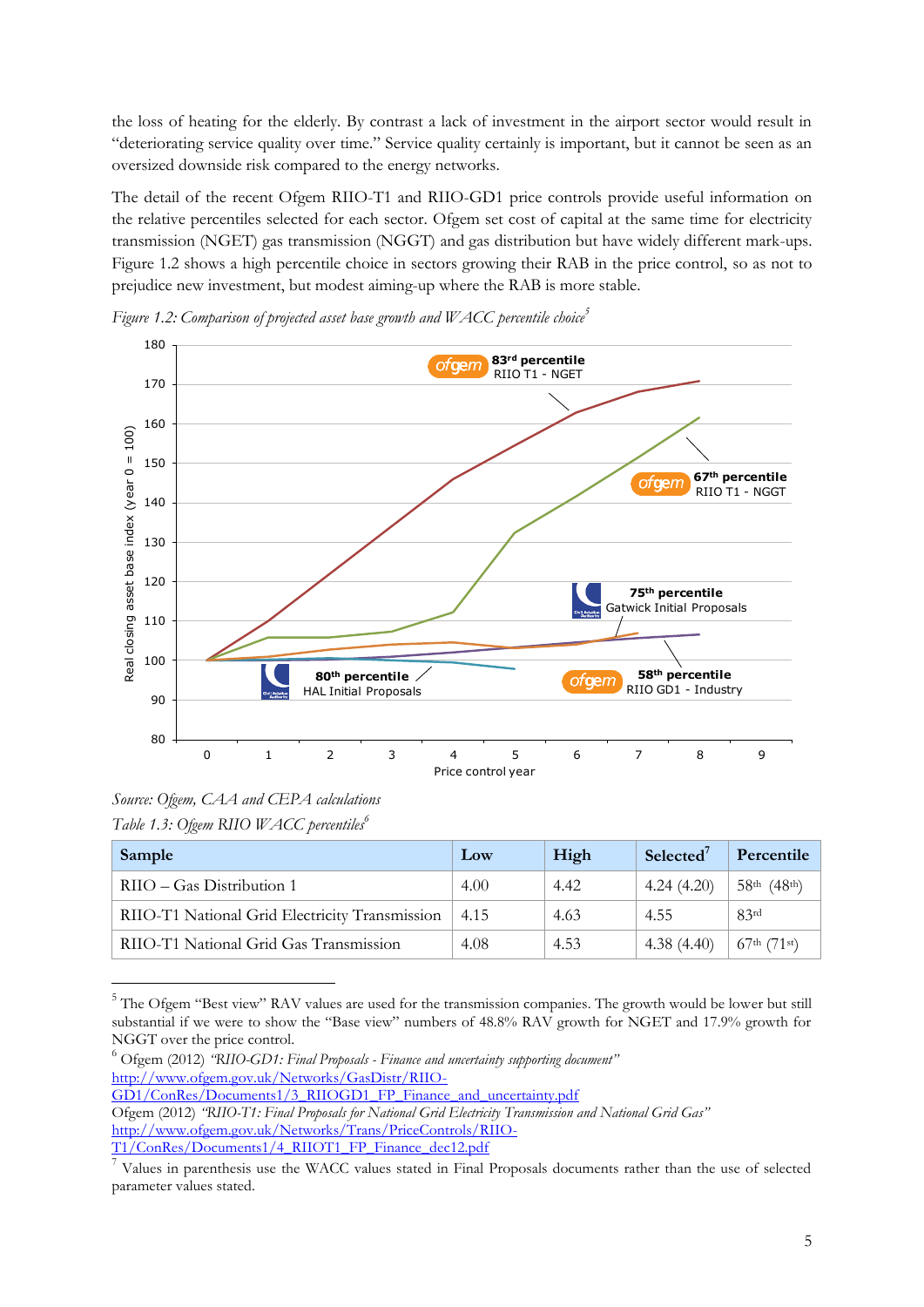the loss of heating for the elderly. By contrast a lack of investment in the airport sector would result in "deteriorating service quality over time." Service quality certainly is important, but it cannot be seen as an oversized downside risk compared to the energy networks.

The detail of the recent Ofgem RIIO-T1 and RIIO-GD1 price controls provide useful information on the relative percentiles selected for each sector. Ofgem set cost of capital at the same time for electricity transmission (NGET) gas transmission (NGGT) and gas distribution but have widely different mark-ups. Figure 1.2 shows a high percentile choice in sectors growing their RAB in the price control, so as not to prejudice new investment, but modest aiming-up where the RAB is more stable.

*Figure 1.2: Comparison of projected asset base growth and WACC percentile choice*[5]

*Source: Ofgem, CAA and CEPA calculations*

*Table 1.3: Ofgem RIIO WACC percentiles*[6]

| Sample | Low | High | Selected[7] | Percentile |
|---|---|---|---|---|
| RIIO – Gas Distribution 1 | 4.00 | 4.42 | 4.24 (4.20) | 58th (48th) |
| RIIO-T1 National Grid Electricity Transmission | 4.15 | 4.63 | 4.55 | 83rd |
| RIIO-T1 National Grid Gas Transmission | 4.08 | 4.53 | 4.38 (4.40) | 67th (71st) |

[5] The Ofgem "Best view" RAV values are used for the transmission companies. The growth would be lower but still substantial if we were to show the "Base view" numbers of 48.8% RAV growth for NGET and 17.9% growth for NGGT over the price control.

[6] Ofgem (2012) *"RIIO-GD1: Final Proposals - Finance and uncertainty supporting document"* http://www.ofgem.gov.uk/Networks/GasDistr/RIIO-GD1/ConRes/Documents1/3_RIIOGD1_FP_Finance_and_uncertainty.pdf

Ofgem (2012) *"RIIO-T1: Final Proposals for National Grid Electricity Transmission and National Grid Gas"* http://www.ofgem.gov.uk/Networks/Trans/PriceControls/RIIO-T1/ConRes/Documents1/4_RIIOT1_FP_Finance_dec12.pdf

[7] Values in parenthesis use the WACC values stated in Final Proposals documents rather than the use of selected parameter values stated.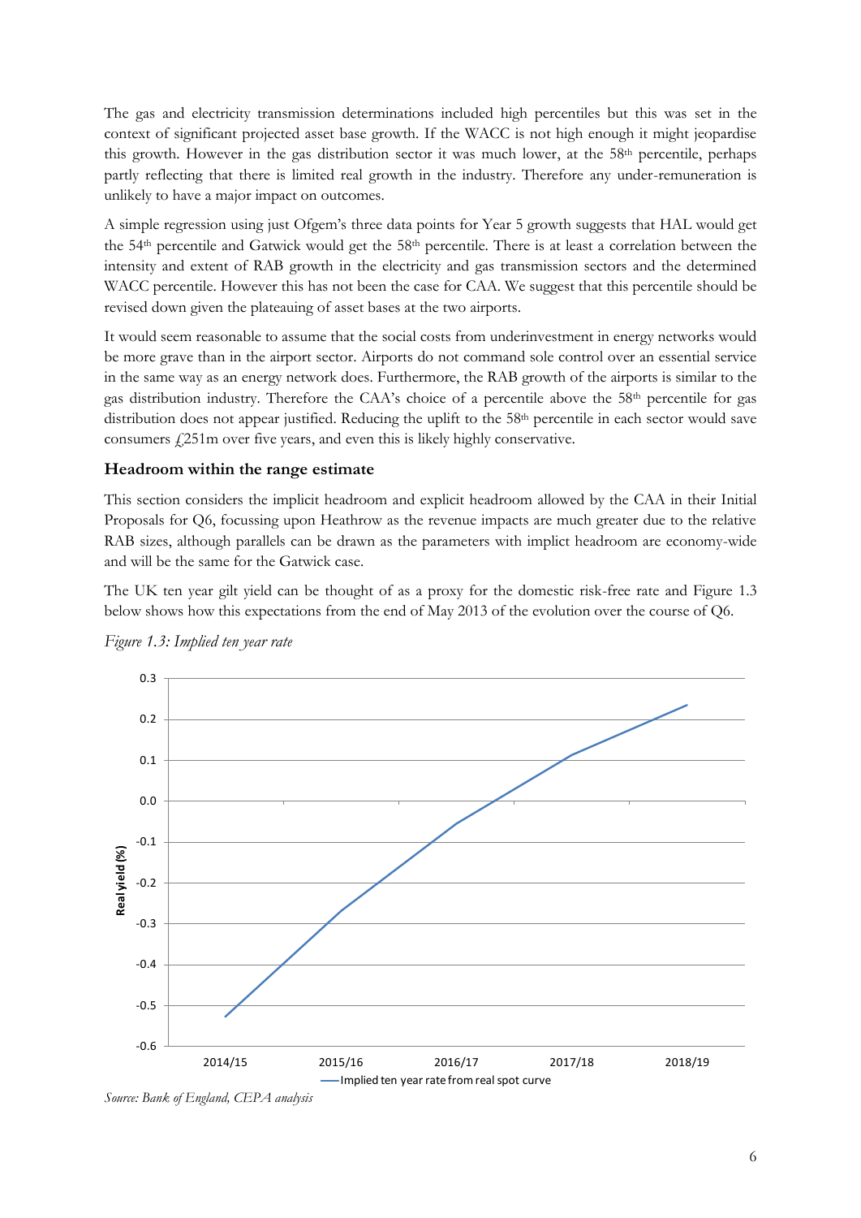The gas and electricity transmission determinations included high percentiles but this was set in the context of significant projected asset base growth. If the WACC is not high enough it might jeopardise this growth. However in the gas distribution sector it was much lower, at the 58th percentile, perhaps partly reflecting that there is limited real growth in the industry. Therefore any under-remuneration is unlikely to have a major impact on outcomes.

A simple regression using just Ofgem's three data points for Year 5 growth suggests that HAL would get the 54th percentile and Gatwick would get the 58th percentile. There is at least a correlation between the intensity and extent of RAB growth in the electricity and gas transmission sectors and the determined WACC percentile. However this has not been the case for CAA. We suggest that this percentile should be revised down given the plateauing of asset bases at the two airports.

It would seem reasonable to assume that the social costs from underinvestment in energy networks would be more grave than in the airport sector. Airports do not command sole control over an essential service in the same way as an energy network does. Furthermore, the RAB growth of the airports is similar to the gas distribution industry. Therefore the CAA's choice of a percentile above the 58th percentile for gas distribution does not appear justified. Reducing the uplift to the 58th percentile in each sector would save consumers £251m over five years, and even this is likely highly conservative.

### Headroom within the range estimate

This section considers the implicit headroom and explicit headroom allowed by the CAA in their Initial Proposals for Q6, focussing upon Heathrow as the revenue impacts are much greater due to the relative RAB sizes, although parallels can be drawn as the parameters with implict headroom are economy-wide and will be the same for the Gatwick case.

The UK ten year gilt yield can be thought of as a proxy for the domestic risk-free rate and Figure 1.3 below shows how this expectations from the end of May 2013 of the evolution over the course of Q6.

*Figure 1.3: Implied ten year rate*

| Year | Implied ten year rate from real spot curve – Real yield (%) (approx.) |
|---|---|
| 2014/15 | -0.53 |
| 2015/16 | -0.27 |
| 2016/17 | -0.06 |
| 2017/18 | 0.11 |
| 2018/19 | 0.23 |

*Source: Bank of England, CEPA analysis*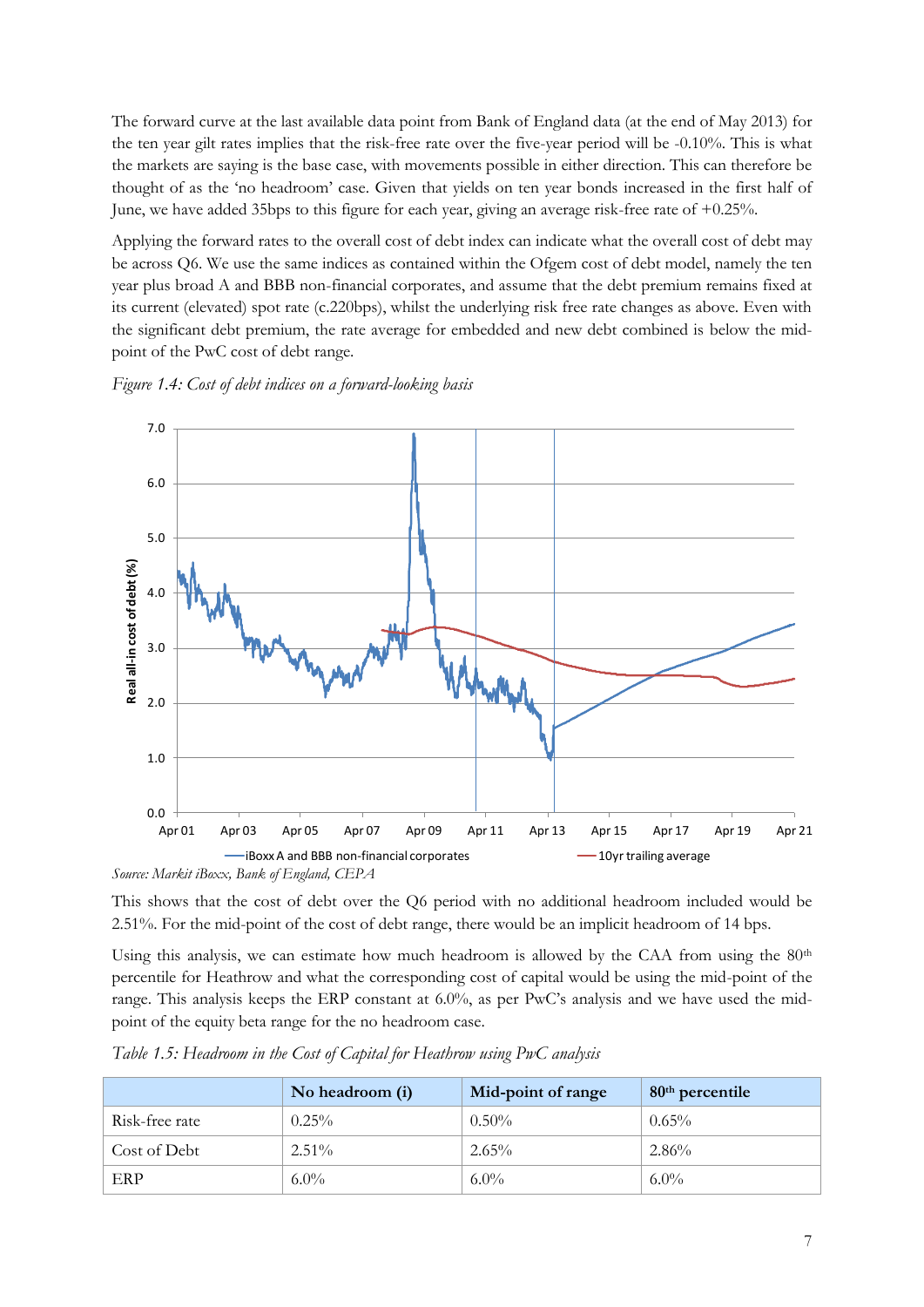The forward curve at the last available data point from Bank of England data (at the end of May 2013) for the ten year gilt rates implies that the risk-free rate over the five-year period will be -0.10%. This is what the markets are saying is the base case, with movements possible in either direction. This can therefore be thought of as the 'no headroom' case. Given that yields on ten year bonds increased in the first half of June, we have added 35bps to this figure for each year, giving an average risk-free rate of +0.25%.

Applying the forward rates to the overall cost of debt index can indicate what the overall cost of debt may be across Q6. We use the same indices as contained within the Ofgem cost of debt model, namely the ten year plus broad A and BBB non-financial corporates, and assume that the debt premium remains fixed at its current (elevated) spot rate (c.220bps), whilst the underlying risk free rate changes as above. Even with the significant debt premium, the rate average for embedded and new debt combined is below the mid-point of the PwC cost of debt range.

*Figure 1.4: Cost of debt indices on a forward-looking basis*

*Source: Markit iBoxx, Bank of England, CEPA*

This shows that the cost of debt over the Q6 period with no additional headroom included would be 2.51%. For the mid-point of the cost of debt range, there would be an implicit headroom of 14 bps.

Using this analysis, we can estimate how much headroom is allowed by the CAA from using the 80th percentile for Heathrow and what the corresponding cost of capital would be using the mid-point of the range. This analysis keeps the ERP constant at 6.0%, as per PwC's analysis and we have used the mid-point of the equity beta range for the no headroom case.

*Table 1.5: Headroom in the Cost of Capital for Heathrow using PwC analysis*

| | **No headroom (i)** | **Mid-point of range** | **80th percentile** |
|---|---|---|---|
| Risk-free rate | 0.25% | 0.50% | 0.65% |
| Cost of Debt | 2.51% | 2.65% | 2.86% |
| ERP | 6.0% | 6.0% | 6.0% |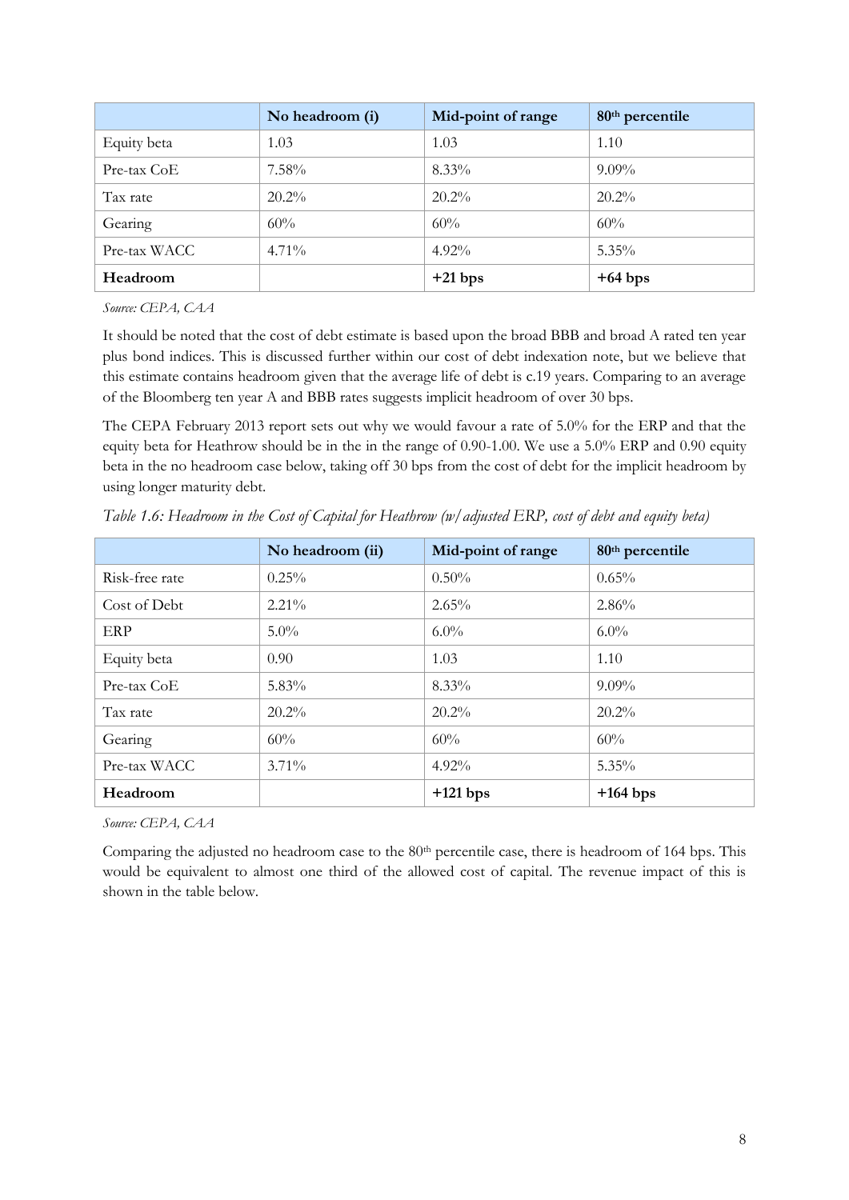| | No headroom (i) | Mid-point of range | 80th percentile |
|---|---|---|---|
| Equity beta | 1.03 | 1.03 | 1.10 |
| Pre-tax CoE | 7.58% | 8.33% | 9.09% |
| Tax rate | 20.2% | 20.2% | 20.2% |
| Gearing | 60% | 60% | 60% |
| Pre-tax WACC | 4.71% | 4.92% | 5.35% |
| **Headroom** | | **+21 bps** | **+64 bps** |

*Source: CEPA, CAA*

It should be noted that the cost of debt estimate is based upon the broad BBB and broad A rated ten year plus bond indices. This is discussed further within our cost of debt indexation note, but we believe that this estimate contains headroom given that the average life of debt is c.19 years. Comparing to an average of the Bloomberg ten year A and BBB rates suggests implicit headroom of over 30 bps.

The CEPA February 2013 report sets out why we would favour a rate of 5.0% for the ERP and that the equity beta for Heathrow should be in the in the range of 0.90-1.00. We use a 5.0% ERP and 0.90 equity beta in the no headroom case below, taking off 30 bps from the cost of debt for the implicit headroom by using longer maturity debt.

*Table 1.6: Headroom in the Cost of Capital for Heathrow (w/ adjusted ERP, cost of debt and equity beta)*

| | No headroom (ii) | Mid-point of range | 80th percentile |
|---|---|---|---|
| Risk-free rate | 0.25% | 0.50% | 0.65% |
| Cost of Debt | 2.21% | 2.65% | 2.86% |
| ERP | 5.0% | 6.0% | 6.0% |
| Equity beta | 0.90 | 1.03 | 1.10 |
| Pre-tax CoE | 5.83% | 8.33% | 9.09% |
| Tax rate | 20.2% | 20.2% | 20.2% |
| Gearing | 60% | 60% | 60% |
| Pre-tax WACC | 3.71% | 4.92% | 5.35% |
| **Headroom** | | **+121 bps** | **+164 bps** |

*Source: CEPA, CAA*

Comparing the adjusted no headroom case to the 80th percentile case, there is headroom of 164 bps. This would be equivalent to almost one third of the allowed cost of capital. The revenue impact of this is shown in the table below.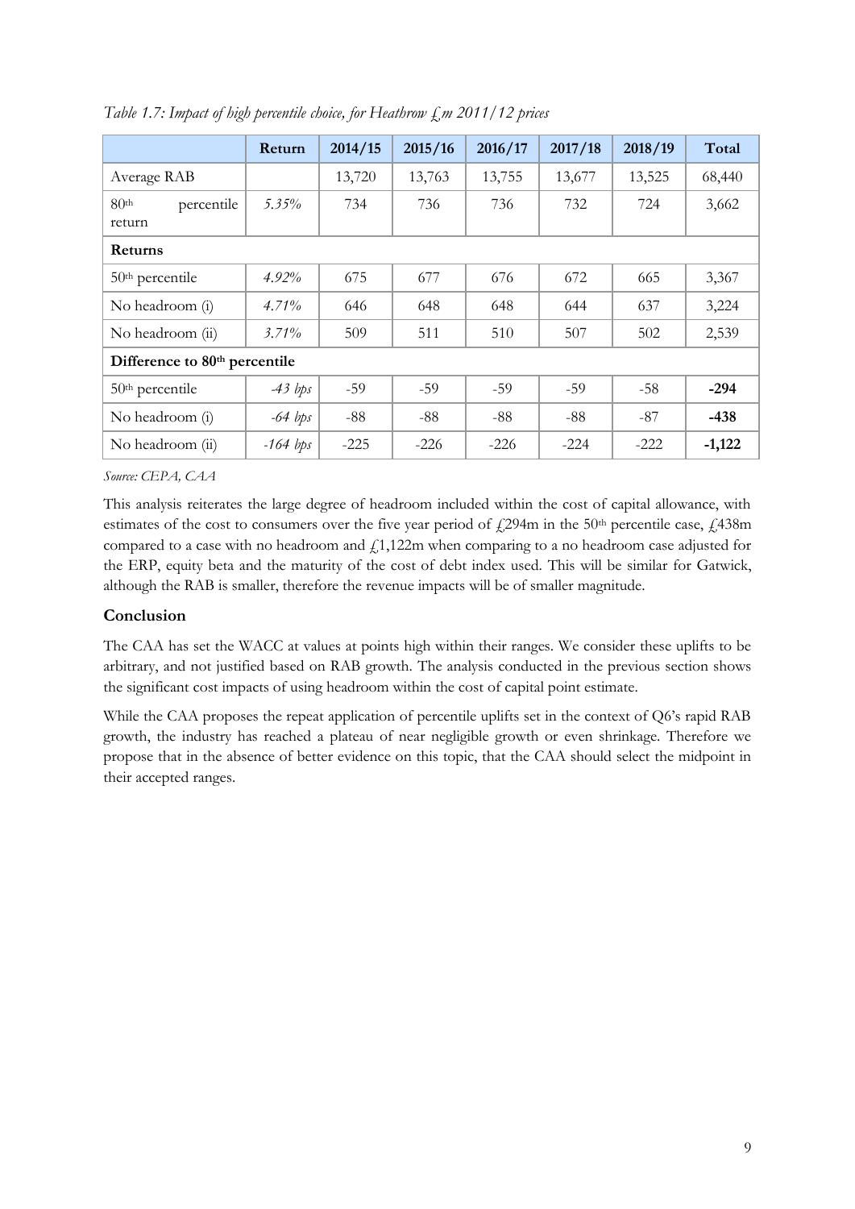*Table 1.7: Impact of high percentile choice, for Heathrow £m 2011/12 prices*

| | Return | 2014/15 | 2015/16 | 2016/17 | 2017/18 | 2018/19 | Total |
|---|---|---|---|---|---|---|---|
| Average RAB | | 13,720 | 13,763 | 13,755 | 13,677 | 13,525 | 68,440 |
| 80th percentile return | *5.35%* | 734 | 736 | 736 | 732 | 724 | 3,662 |
| **Returns** | | | | | | | |
| 50th percentile | *4.92%* | 675 | 677 | 676 | 672 | 665 | 3,367 |
| No headroom (i) | *4.71%* | 646 | 648 | 648 | 644 | 637 | 3,224 |
| No headroom (ii) | *3.71%* | 509 | 511 | 510 | 507 | 502 | 2,539 |
| **Difference to 80th percentile** | | | | | | | |
| 50th percentile | *-43 bps* | -59 | -59 | -59 | -59 | -58 | **-294** |
| No headroom (i) | *-64 bps* | -88 | -88 | -88 | -88 | -87 | **-438** |
| No headroom (ii) | *-164 bps* | -225 | -226 | -226 | -224 | -222 | **-1,122** |

*Source: CEPA, CAA*

This analysis reiterates the large degree of headroom included within the cost of capital allowance, with estimates of the cost to consumers over the five year period of £294m in the 50th percentile case, £438m compared to a case with no headroom and £1,122m when comparing to a no headroom case adjusted for the ERP, equity beta and the maturity of the cost of debt index used. This will be similar for Gatwick, although the RAB is smaller, therefore the revenue impacts will be of smaller magnitude.

### Conclusion

The CAA has set the WACC at values at points high within their ranges. We consider these uplifts to be arbitrary, and not justified based on RAB growth. The analysis conducted in the previous section shows the significant cost impacts of using headroom within the cost of capital point estimate.

While the CAA proposes the repeat application of percentile uplifts set in the context of Q6's rapid RAB growth, the industry has reached a plateau of near negligible growth or even shrinkage. Therefore we propose that in the absence of better evidence on this topic, that the CAA should select the midpoint in their accepted ranges.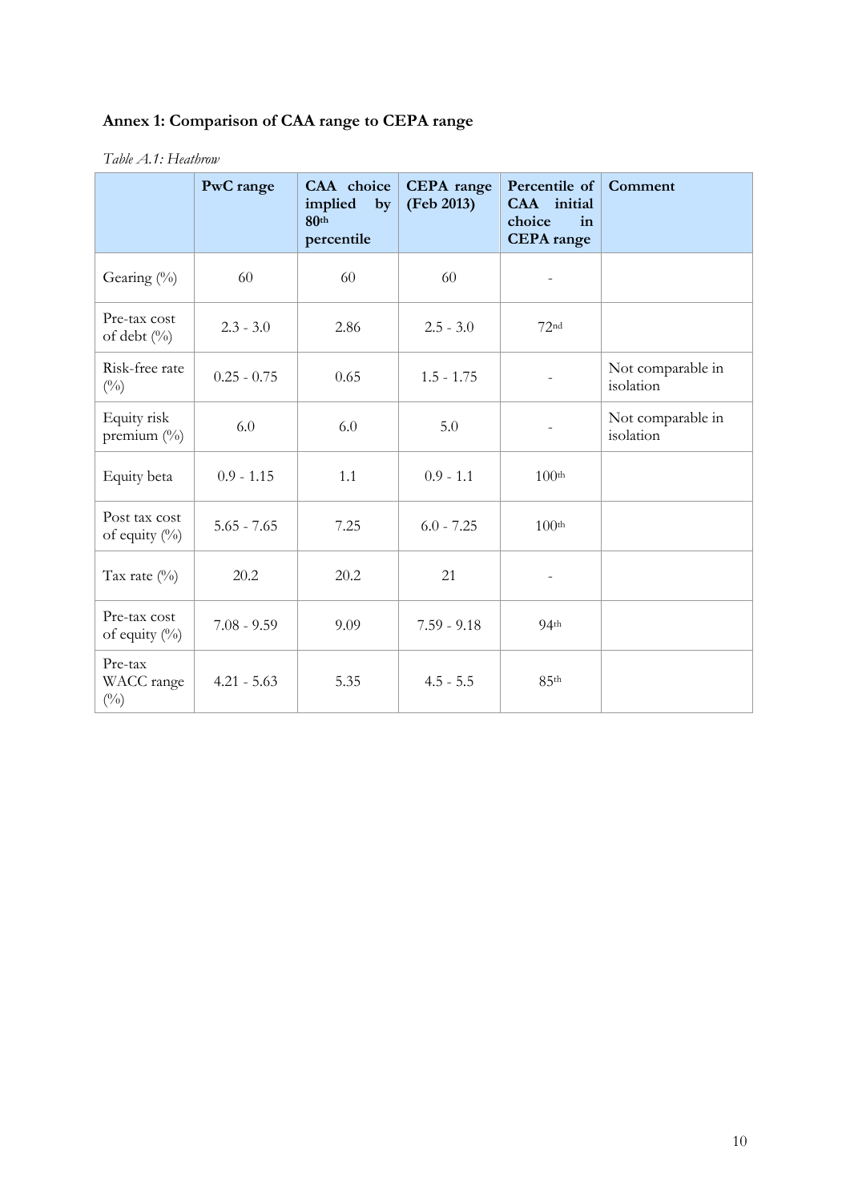## Annex 1: Comparison of CAA range to CEPA range

*Table A.1: Heathrow*

| | PwC range | CAA choice implied by 80th percentile | CEPA range (Feb 2013) | Percentile of CAA initial choice in CEPA range | Comment |
|---|---|---|---|---|---|
| Gearing (%) | 60 | 60 | 60 | - | |
| Pre-tax cost of debt (%) | 2.3 - 3.0 | 2.86 | 2.5 - 3.0 | 72nd | |
| Risk-free rate (%) | 0.25 - 0.75 | 0.65 | 1.5 - 1.75 | - | Not comparable in isolation |
| Equity risk premium (%) | 6.0 | 6.0 | 5.0 | - | Not comparable in isolation |
| Equity beta | 0.9 - 1.15 | 1.1 | 0.9 - 1.1 | 100th | |
| Post tax cost of equity (%) | 5.65 - 7.65 | 7.25 | 6.0 - 7.25 | 100th | |
| Tax rate (%) | 20.2 | 20.2 | 21 | - | |
| Pre-tax cost of equity (%) | 7.08 - 9.59 | 9.09 | 7.59 - 9.18 | 94th | |
| Pre-tax WACC range (%) | 4.21 - 5.63 | 5.35 | 4.5 - 5.5 | 85th | |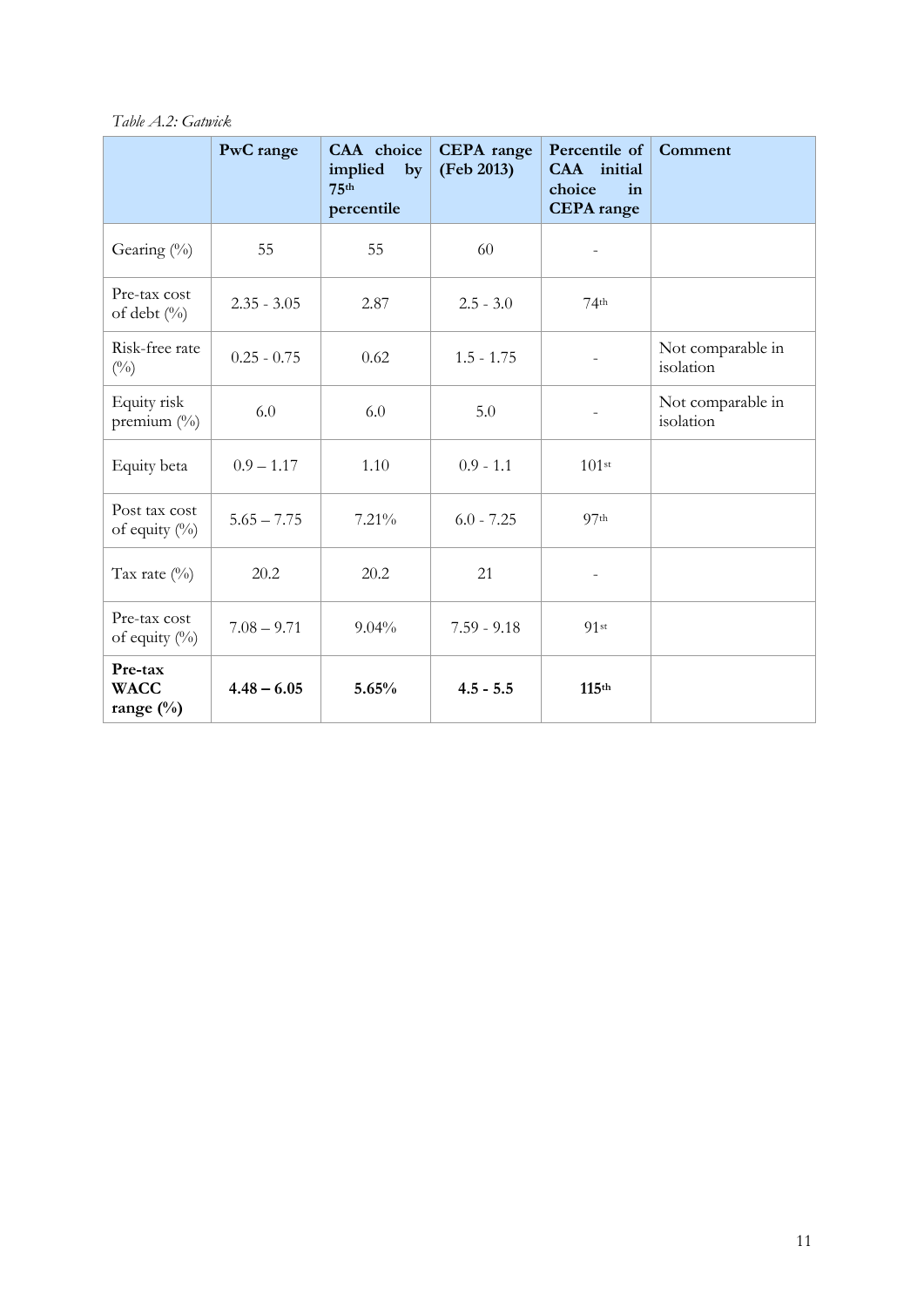*Table A.2: Gatwick*

| | **PwC range** | **CAA choice implied by 75th percentile** | **CEPA range (Feb 2013)** | **Percentile of CAA initial choice in CEPA range** | **Comment** |
|---|---|---|---|---|---|
| Gearing (%) | 55 | 55 | 60 | - | |
| Pre-tax cost of debt (%) | 2.35 - 3.05 | 2.87 | 2.5 - 3.0 | 74th | |
| Risk-free rate (%) | 0.25 - 0.75 | 0.62 | 1.5 - 1.75 | - | Not comparable in isolation |
| Equity risk premium (%) | 6.0 | 6.0 | 5.0 | - | Not comparable in isolation |
| Equity beta | 0.9 – 1.17 | 1.10 | 0.9 - 1.1 | 101st | |
| Post tax cost of equity (%) | 5.65 – 7.75 | 7.21% | 6.0 - 7.25 | 97th | |
| Tax rate (%) | 20.2 | 20.2 | 21 | - | |
| Pre-tax cost of equity (%) | 7.08 – 9.71 | 9.04% | 7.59 - 9.18 | 91st | |
| **Pre-tax WACC range (%)** | **4.48 – 6.05** | **5.65%** | **4.5 - 5.5** | **115th** | |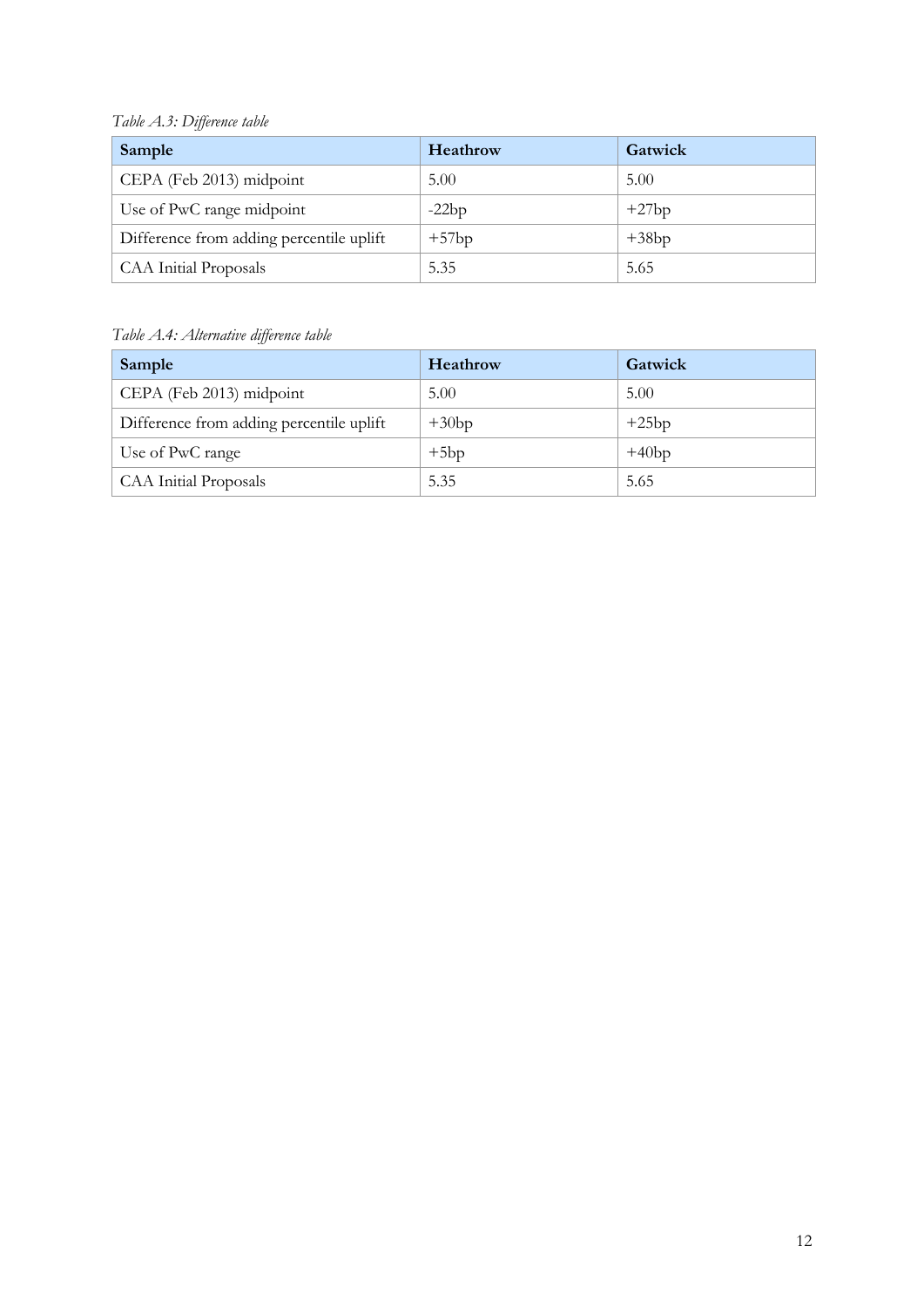*Table A.3: Difference table*

| Sample | Heathrow | Gatwick |
|---|---|---|
| CEPA (Feb 2013) midpoint | 5.00 | 5.00 |
| Use of PwC range midpoint | -22bp | +27bp |
| Difference from adding percentile uplift | +57bp | +38bp |
| CAA Initial Proposals | 5.35 | 5.65 |

*Table A.4: Alternative difference table*

| Sample | Heathrow | Gatwick |
|---|---|---|
| CEPA (Feb 2013) midpoint | 5.00 | 5.00 |
| Difference from adding percentile uplift | +30bp | +25bp |
| Use of PwC range | +5bp | +40bp |
| CAA Initial Proposals | 5.35 | 5.65 |